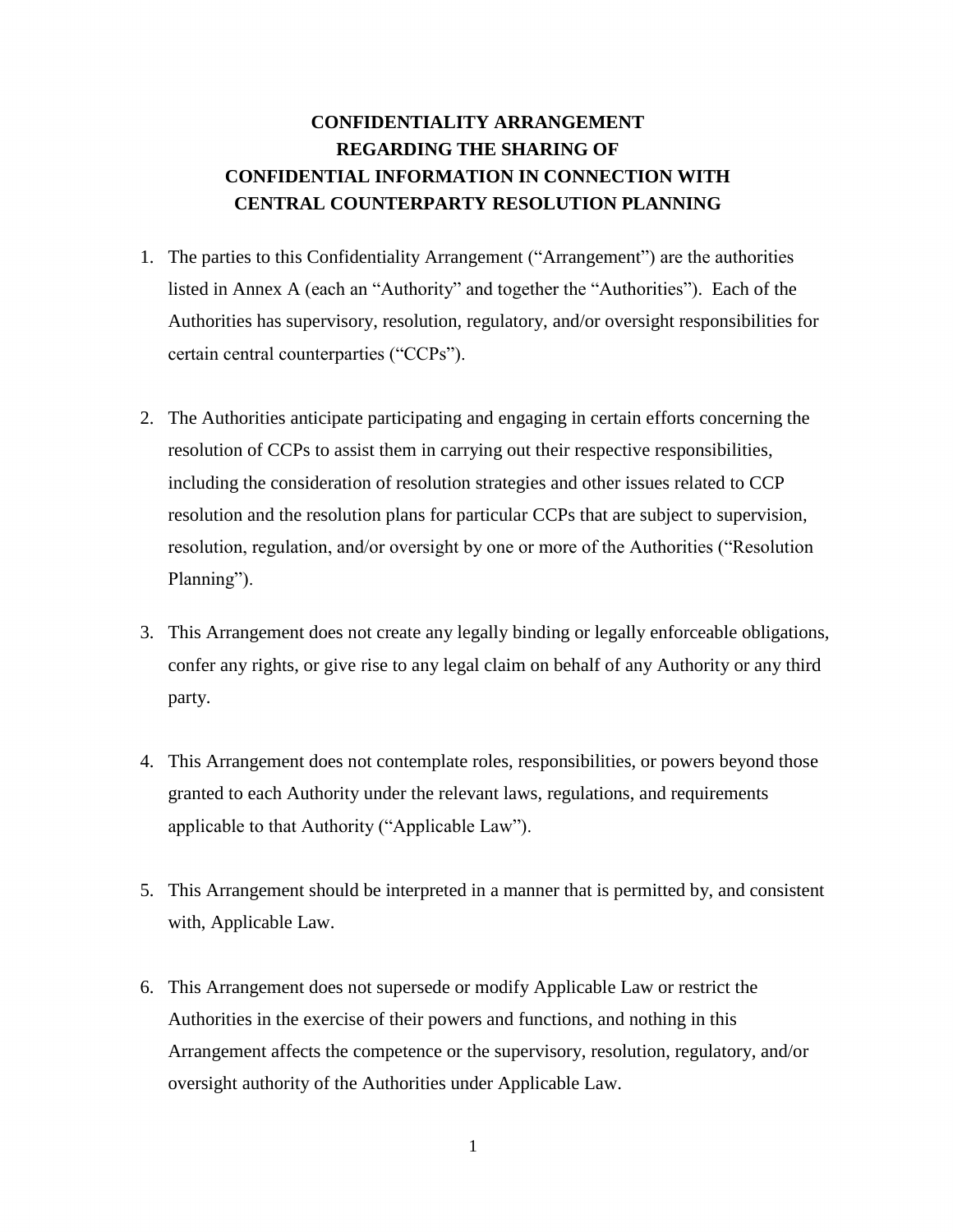# CONFIDENTIALITY ARRANGEMENT REGARDING THE SHARING OF CONFIDENTIAL INFORMATION IN CONNECTION WITH CENTRAL COUNTERPARTY RESOLUTION PLANNING

1. The parties to this Confidentiality Arrangement ("Arrangement") are the authorities listed in Annex A (each an "Authority" and together the "Authorities"). Each of the Authorities has supervisory, resolution, regulatory, and/or oversight responsibilities for certain central counterparties ("CCPs").

2. The Authorities anticipate participating and engaging in certain efforts concerning the resolution of CCPs to assist them in carrying out their respective responsibilities, including the consideration of resolution strategies and other issues related to CCP resolution and the resolution plans for particular CCPs that are subject to supervision, resolution, regulation, and/or oversight by one or more of the Authorities ("Resolution Planning").

3. This Arrangement does not create any legally binding or legally enforceable obligations, confer any rights, or give rise to any legal claim on behalf of any Authority or any third party.

4. This Arrangement does not contemplate roles, responsibilities, or powers beyond those granted to each Authority under the relevant laws, regulations, and requirements applicable to that Authority ("Applicable Law").

5. This Arrangement should be interpreted in a manner that is permitted by, and consistent with, Applicable Law.

6. This Arrangement does not supersede or modify Applicable Law or restrict the Authorities in the exercise of their powers and functions, and nothing in this Arrangement affects the competence or the supervisory, resolution, regulatory, and/or oversight authority of the Authorities under Applicable Law.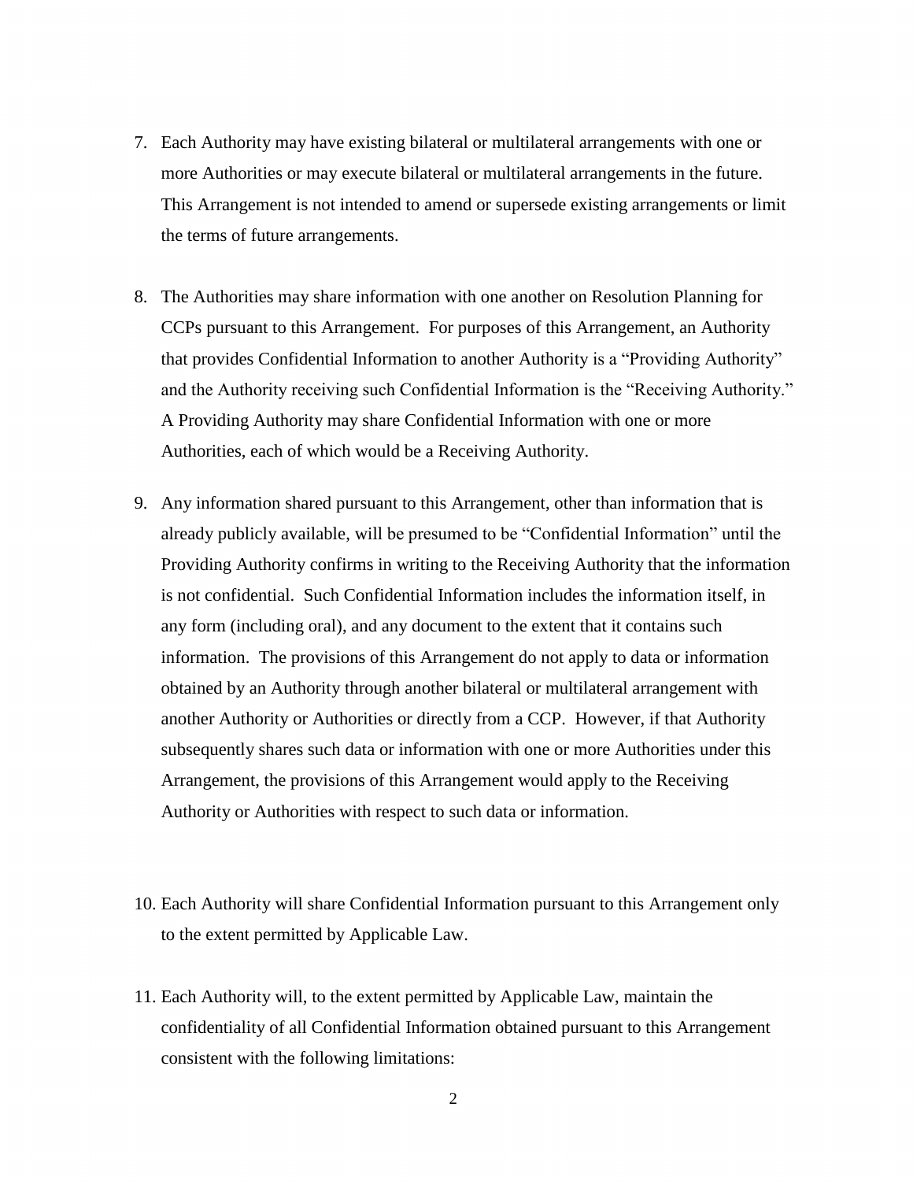7. Each Authority may have existing bilateral or multilateral arrangements with one or more Authorities or may execute bilateral or multilateral arrangements in the future. This Arrangement is not intended to amend or supersede existing arrangements or limit the terms of future arrangements.

8. The Authorities may share information with one another on Resolution Planning for CCPs pursuant to this Arrangement. For purposes of this Arrangement, an Authority that provides Confidential Information to another Authority is a "Providing Authority" and the Authority receiving such Confidential Information is the "Receiving Authority." A Providing Authority may share Confidential Information with one or more Authorities, each of which would be a Receiving Authority.

9. Any information shared pursuant to this Arrangement, other than information that is already publicly available, will be presumed to be "Confidential Information" until the Providing Authority confirms in writing to the Receiving Authority that the information is not confidential. Such Confidential Information includes the information itself, in any form (including oral), and any document to the extent that it contains such information. The provisions of this Arrangement do not apply to data or information obtained by an Authority through another bilateral or multilateral arrangement with another Authority or Authorities or directly from a CCP. However, if that Authority subsequently shares such data or information with one or more Authorities under this Arrangement, the provisions of this Arrangement would apply to the Receiving Authority or Authorities with respect to such data or information.

10. Each Authority will share Confidential Information pursuant to this Arrangement only to the extent permitted by Applicable Law.

11. Each Authority will, to the extent permitted by Applicable Law, maintain the confidentiality of all Confidential Information obtained pursuant to this Arrangement consistent with the following limitations: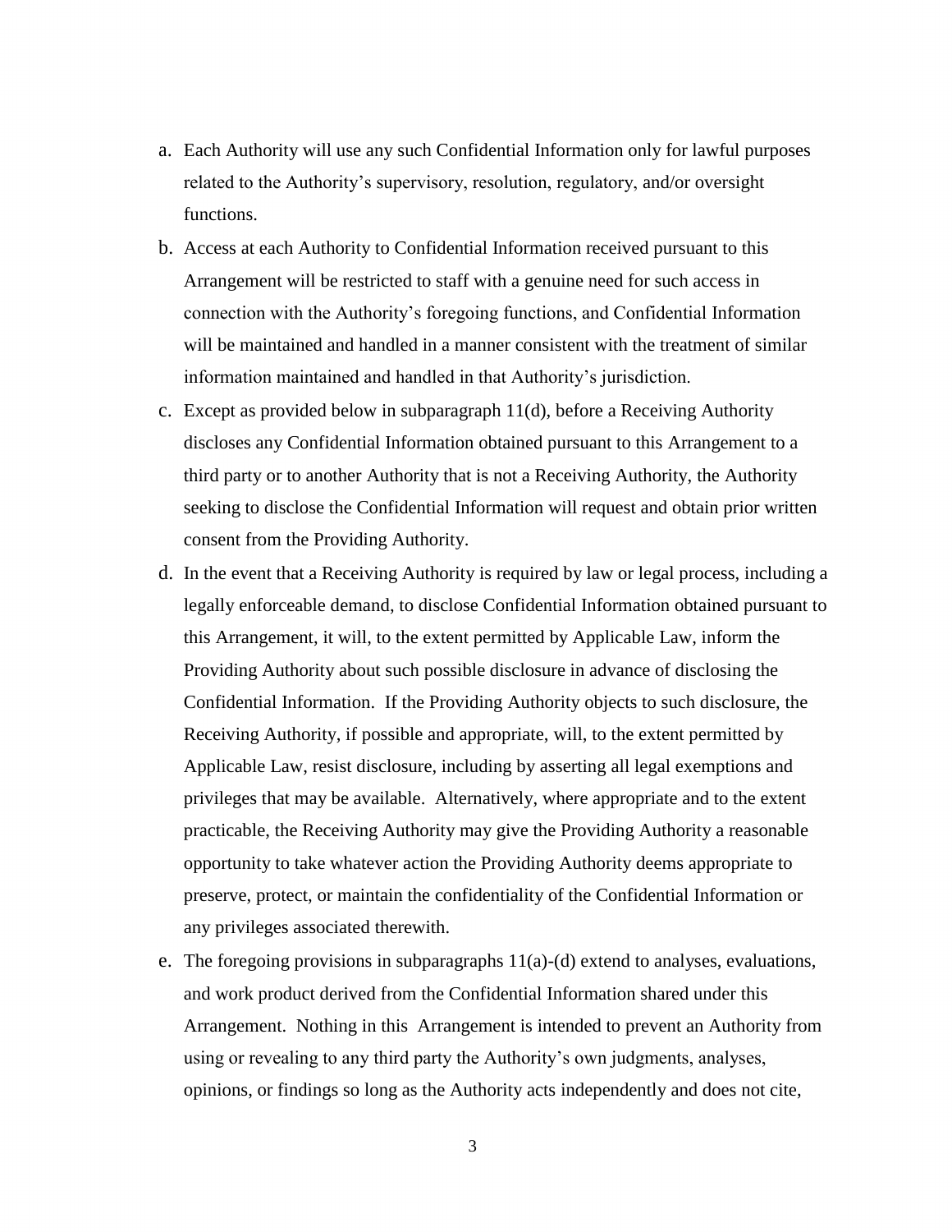a. Each Authority will use any such Confidential Information only for lawful purposes related to the Authority's supervisory, resolution, regulatory, and/or oversight functions.

b. Access at each Authority to Confidential Information received pursuant to this Arrangement will be restricted to staff with a genuine need for such access in connection with the Authority's foregoing functions, and Confidential Information will be maintained and handled in a manner consistent with the treatment of similar information maintained and handled in that Authority's jurisdiction.

c. Except as provided below in subparagraph 11(d), before a Receiving Authority discloses any Confidential Information obtained pursuant to this Arrangement to a third party or to another Authority that is not a Receiving Authority, the Authority seeking to disclose the Confidential Information will request and obtain prior written consent from the Providing Authority.

d. In the event that a Receiving Authority is required by law or legal process, including a legally enforceable demand, to disclose Confidential Information obtained pursuant to this Arrangement, it will, to the extent permitted by Applicable Law, inform the Providing Authority about such possible disclosure in advance of disclosing the Confidential Information. If the Providing Authority objects to such disclosure, the Receiving Authority, if possible and appropriate, will, to the extent permitted by Applicable Law, resist disclosure, including by asserting all legal exemptions and privileges that may be available. Alternatively, where appropriate and to the extent practicable, the Receiving Authority may give the Providing Authority a reasonable opportunity to take whatever action the Providing Authority deems appropriate to preserve, protect, or maintain the confidentiality of the Confidential Information or any privileges associated therewith.

e. The foregoing provisions in subparagraphs 11(a)-(d) extend to analyses, evaluations, and work product derived from the Confidential Information shared under this Arrangement. Nothing in this Arrangement is intended to prevent an Authority from using or revealing to any third party the Authority's own judgments, analyses, opinions, or findings so long as the Authority acts independently and does not cite,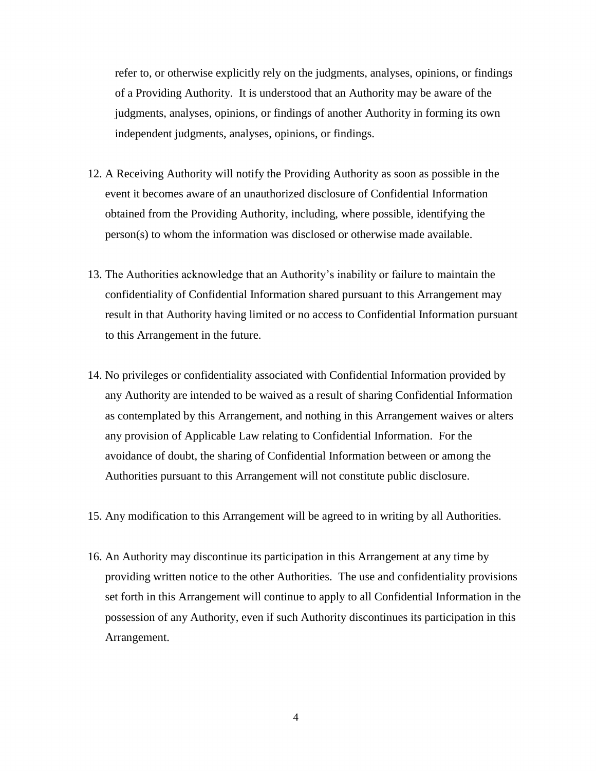refer to, or otherwise explicitly rely on the judgments, analyses, opinions, or findings of a Providing Authority. It is understood that an Authority may be aware of the judgments, analyses, opinions, or findings of another Authority in forming its own independent judgments, analyses, opinions, or findings.

12. A Receiving Authority will notify the Providing Authority as soon as possible in the event it becomes aware of an unauthorized disclosure of Confidential Information obtained from the Providing Authority, including, where possible, identifying the person(s) to whom the information was disclosed or otherwise made available.

13. The Authorities acknowledge that an Authority's inability or failure to maintain the confidentiality of Confidential Information shared pursuant to this Arrangement may result in that Authority having limited or no access to Confidential Information pursuant to this Arrangement in the future.

14. No privileges or confidentiality associated with Confidential Information provided by any Authority are intended to be waived as a result of sharing Confidential Information as contemplated by this Arrangement, and nothing in this Arrangement waives or alters any provision of Applicable Law relating to Confidential Information. For the avoidance of doubt, the sharing of Confidential Information between or among the Authorities pursuant to this Arrangement will not constitute public disclosure.

15. Any modification to this Arrangement will be agreed to in writing by all Authorities.

16. An Authority may discontinue its participation in this Arrangement at any time by providing written notice to the other Authorities. The use and confidentiality provisions set forth in this Arrangement will continue to apply to all Confidential Information in the possession of any Authority, even if such Authority discontinues its participation in this Arrangement.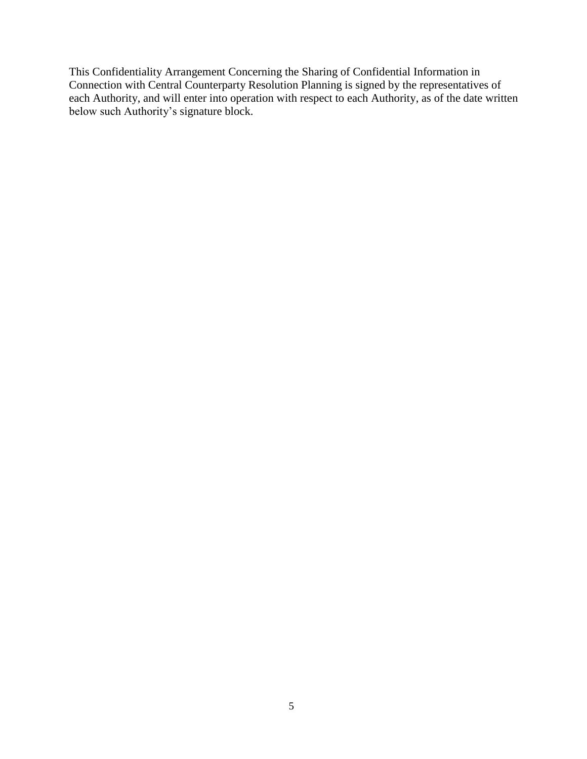This Confidentiality Arrangement Concerning the Sharing of Confidential Information in Connection with Central Counterparty Resolution Planning is signed by the representatives of each Authority, and will enter into operation with respect to each Authority, as of the date written below such Authority's signature block.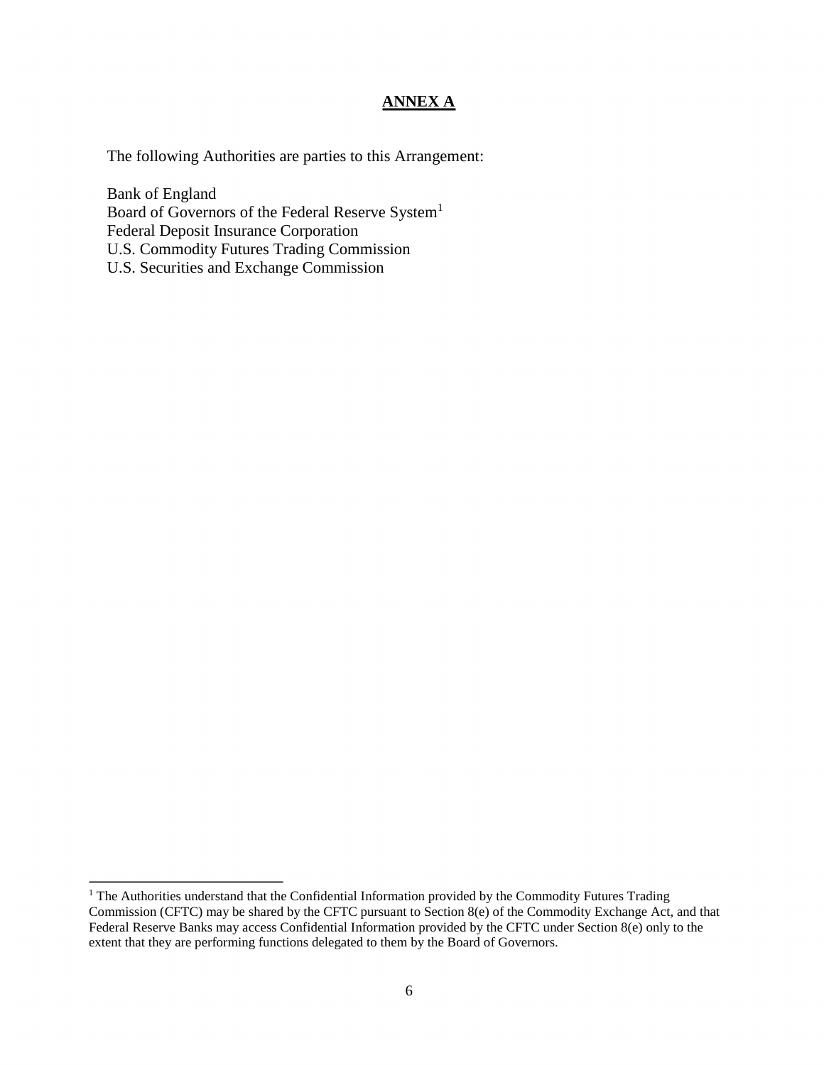# ANNEX A

The following Authorities are parties to this Arrangement:

Bank of England
Board of Governors of the Federal Reserve System[1]
Federal Deposit Insurance Corporation
U.S. Commodity Futures Trading Commission
U.S. Securities and Exchange Commission

---

[1] The Authorities understand that the Confidential Information provided by the Commodity Futures Trading Commission (CFTC) may be shared by the CFTC pursuant to Section 8(e) of the Commodity Exchange Act, and that Federal Reserve Banks may access Confidential Information provided by the CFTC under Section 8(e) only to the extent that they are performing functions delegated to them by the Board of Governors.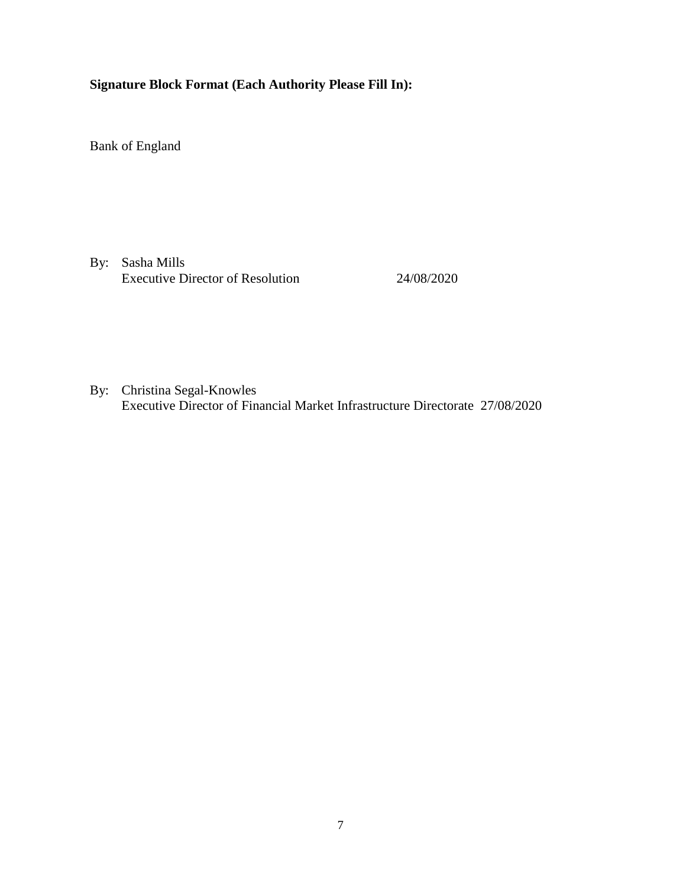**Signature Block Format (Each Authority Please Fill In):**

Bank of England

By: Sasha Mills
Executive Director of Resolution 24/08/2020

By: Christina Segal-Knowles
Executive Director of Financial Market Infrastructure Directorate 27/08/2020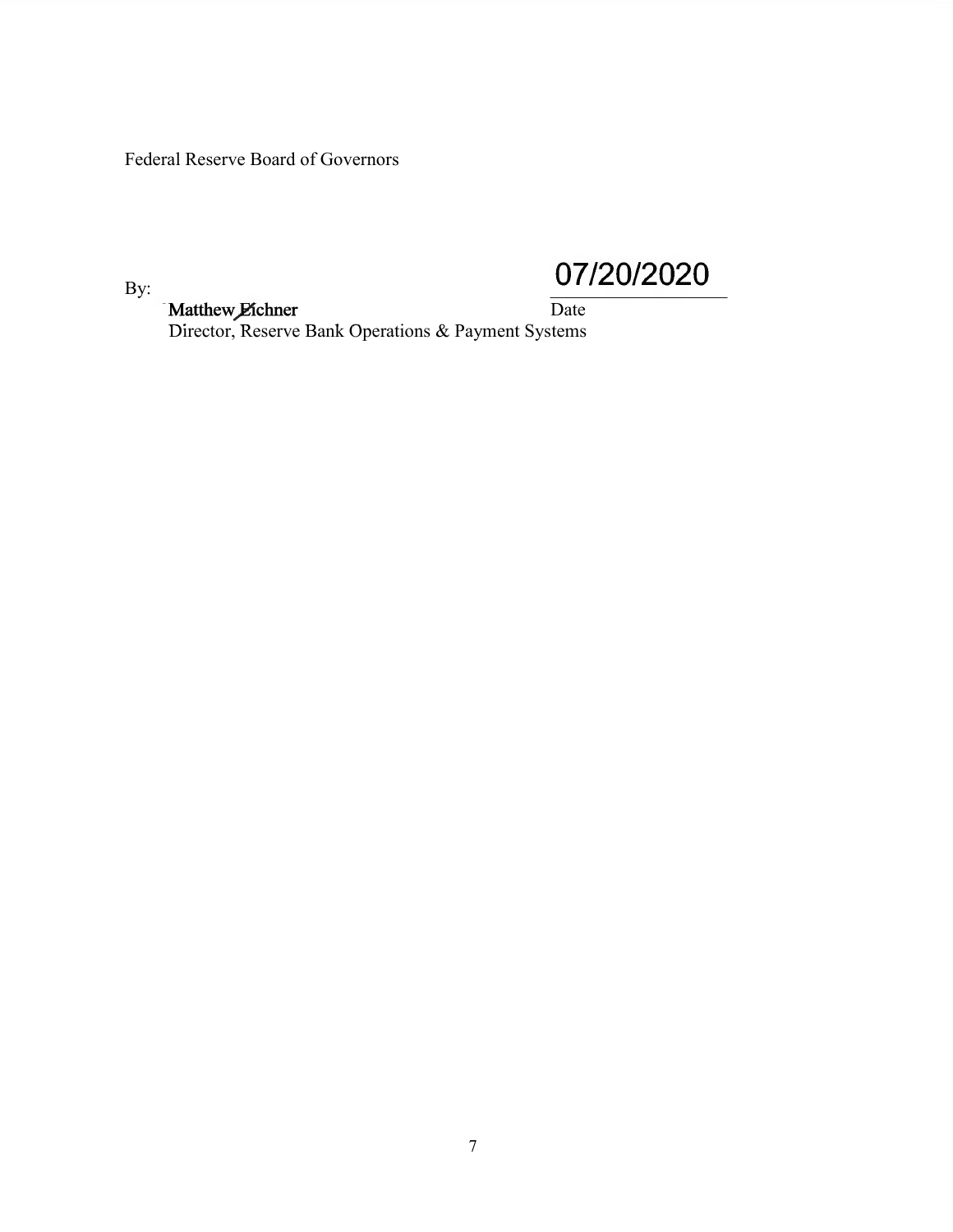Federal Reserve Board of Governors

By: Matthew Eichner  
Director, Reserve Bank Operations & Payment Systems

07/20/2020  
Date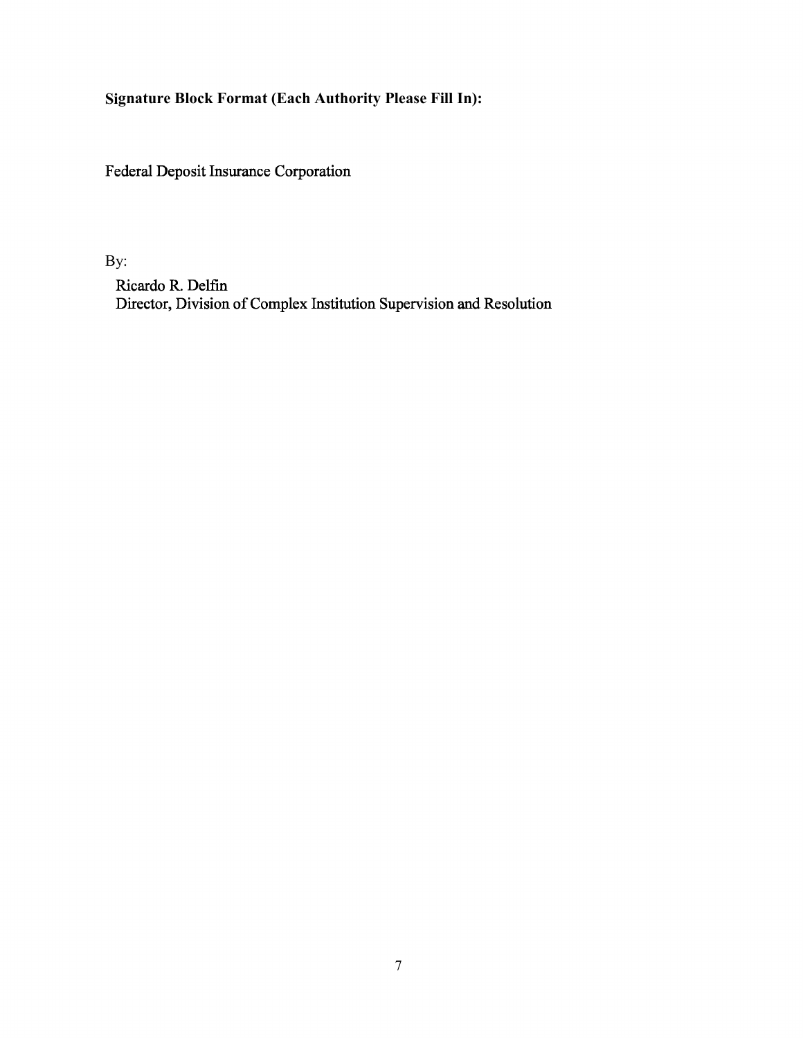**Signature Block Format (Each Authority Please Fill In):**

Federal Deposit Insurance Corporation

By:

Ricardo R. Delfin
Director, Division of Complex Institution Supervision and Resolution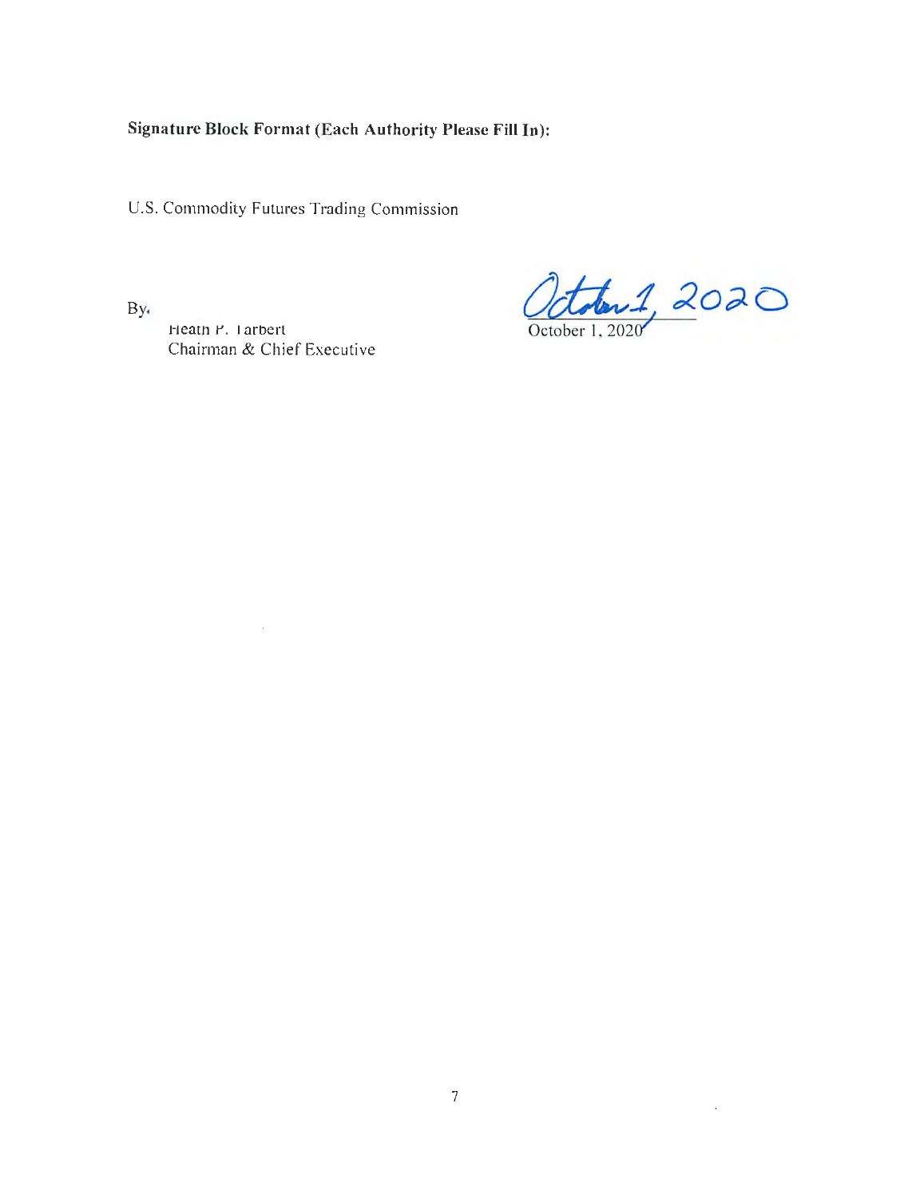**Signature Block Format (Each Authority Please Fill In):**

U.S. Commodity Futures Trading Commission

By:

Heath P. Tarbert
Chairman & Chief Executive

October 1, 2020

October 1, 2020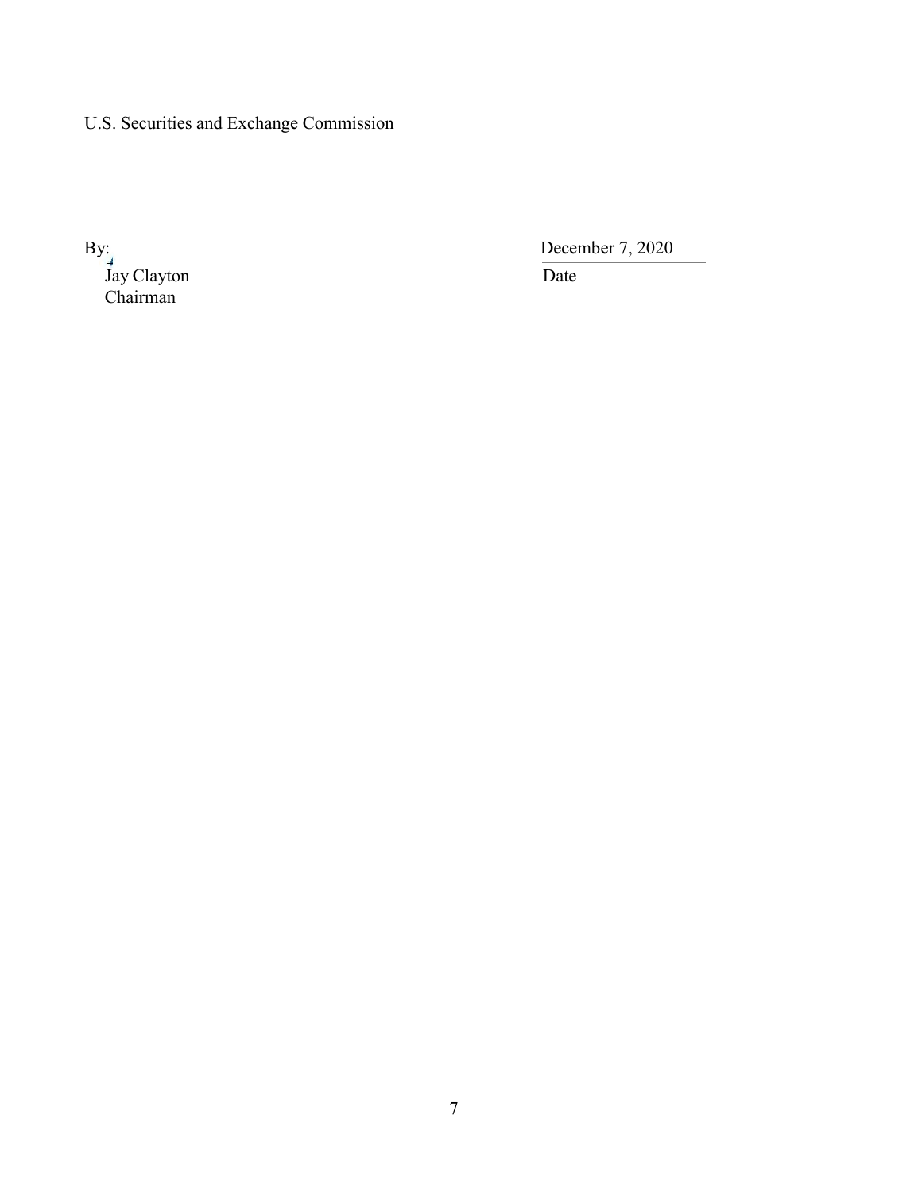U.S. Securities and Exchange Commission

By:  
Jay Clayton  
Chairman

December 7, 2020  
Date